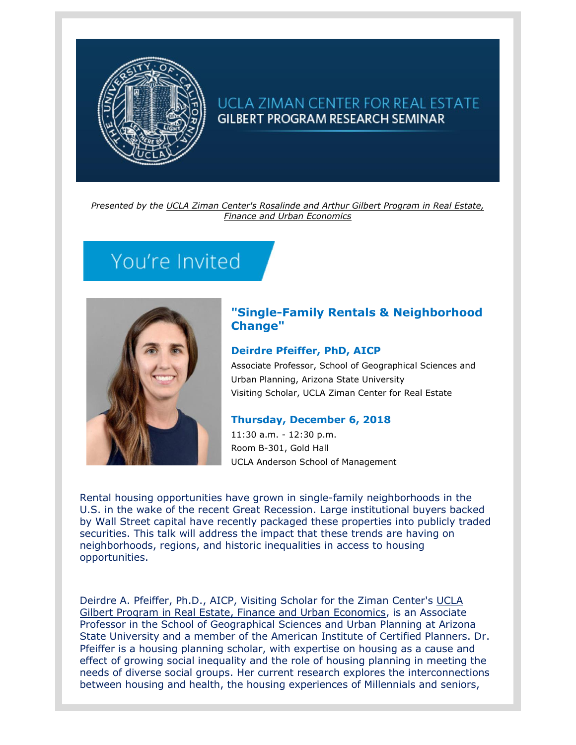UCLA ZIMAN CENTER FOR REAL ESTATE

GILBERT PROGRAM RESEARCH SEMINAR

*Presented by the UCLA Ziman Center's Rosalinde and Arthur Gilbert Program in Real Estate, Finance and Urban Economics*

You're Invited

## "Single-Family Rentals & Neighborhood Change"

### Deirdre Pfeiffer, PhD, AICP

Associate Professor, School of Geographical Sciences and Urban Planning, Arizona State University
Visiting Scholar, UCLA Ziman Center for Real Estate

### Thursday, December 6, 2018

11:30 a.m. - 12:30 p.m.
Room B-301, Gold Hall
UCLA Anderson School of Management

Rental housing opportunities have grown in single-family neighborhoods in the U.S. in the wake of the recent Great Recession. Large institutional buyers backed by Wall Street capital have recently packaged these properties into publicly traded securities. This talk will address the impact that these trends are having on neighborhoods, regions, and historic inequalities in access to housing opportunities.

Deirdre A. Pfeiffer, Ph.D., AICP, Visiting Scholar for the Ziman Center's UCLA Gilbert Program in Real Estate, Finance and Urban Economics, is an Associate Professor in the School of Geographical Sciences and Urban Planning at Arizona State University and a member of the American Institute of Certified Planners. Dr. Pfeiffer is a housing planning scholar, with expertise on housing as a cause and effect of growing social inequality and the role of housing planning in meeting the needs of diverse social groups. Her current research explores the interconnections between housing and health, the housing experiences of Millennials and seniors,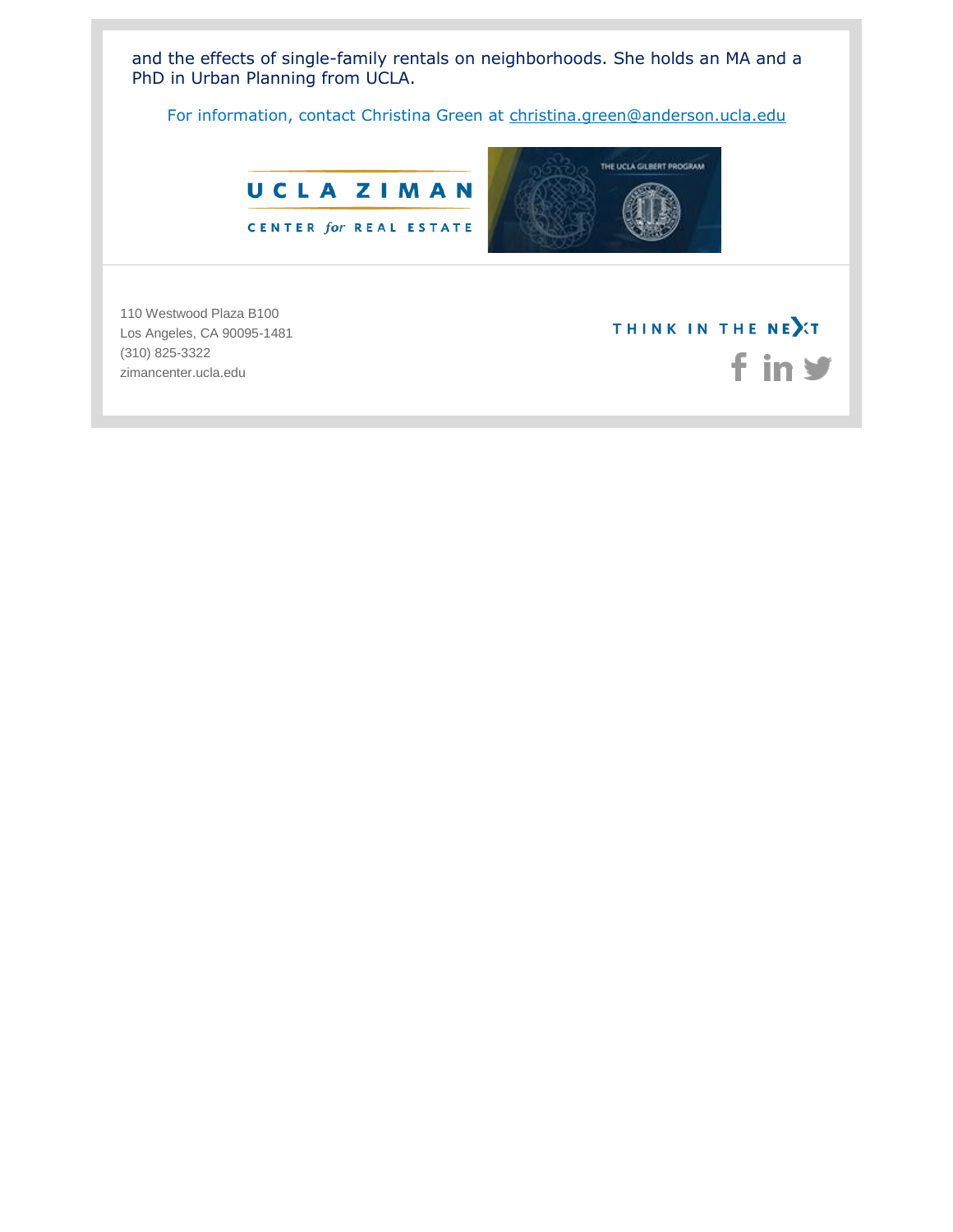and the effects of single-family rentals on neighborhoods. She holds an MA and a PhD in Urban Planning from UCLA.

For information, contact Christina Green at christina.green@anderson.ucla.edu

UCLA ZIMAN

CENTER *for* REAL ESTATE

THE UCLA GILBERT PROGRAM

110 Westwood Plaza B100
Los Angeles, CA 90095-1481
(310) 825-3322
zimancenter.ucla.edu

THINK IN THE NEXT